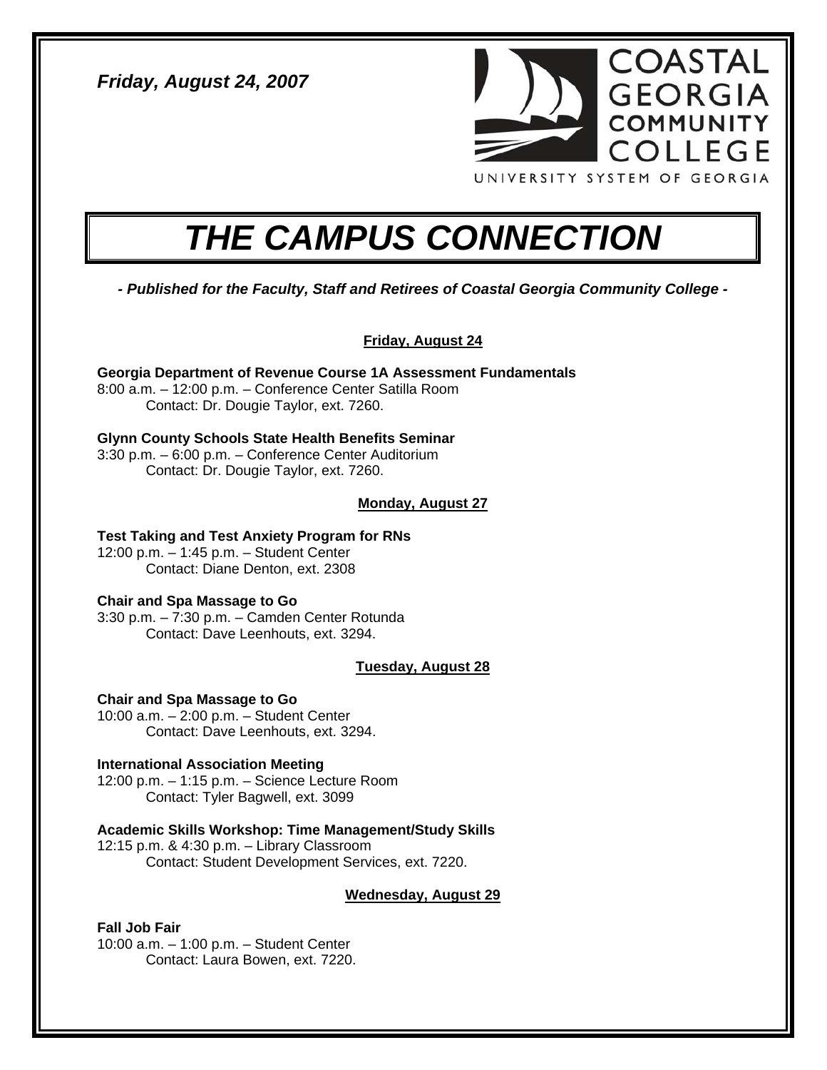*Friday, August 24, 2007*

COASTAL GEORGIA COMMUNITY COLLEGE
UNIVERSITY SYSTEM OF GEORGIA

# *THE CAMPUS CONNECTION*

***- Published for the Faculty, Staff and Retirees of Coastal Georgia Community College -***

## Friday, August 24

**Georgia Department of Revenue Course 1A Assessment Fundamentals**
8:00 a.m. – 12:00 p.m. – Conference Center Satilla Room
Contact: Dr. Dougie Taylor, ext. 7260.

**Glynn County Schools State Health Benefits Seminar**
3:30 p.m. – 6:00 p.m. – Conference Center Auditorium
Contact: Dr. Dougie Taylor, ext. 7260.

## Monday, August 27

**Test Taking and Test Anxiety Program for RNs**
12:00 p.m. – 1:45 p.m. – Student Center
Contact: Diane Denton, ext. 2308

**Chair and Spa Massage to Go**
3:30 p.m. – 7:30 p.m. – Camden Center Rotunda
Contact: Dave Leenhouts, ext. 3294.

## Tuesday, August 28

**Chair and Spa Massage to Go**
10:00 a.m. – 2:00 p.m. – Student Center
Contact: Dave Leenhouts, ext. 3294.

**International Association Meeting**
12:00 p.m. – 1:15 p.m. – Science Lecture Room
Contact: Tyler Bagwell, ext. 3099

**Academic Skills Workshop: Time Management/Study Skills**
12:15 p.m. & 4:30 p.m. – Library Classroom
Contact: Student Development Services, ext. 7220.

## Wednesday, August 29

**Fall Job Fair**
10:00 a.m. – 1:00 p.m. – Student Center
Contact: Laura Bowen, ext. 7220.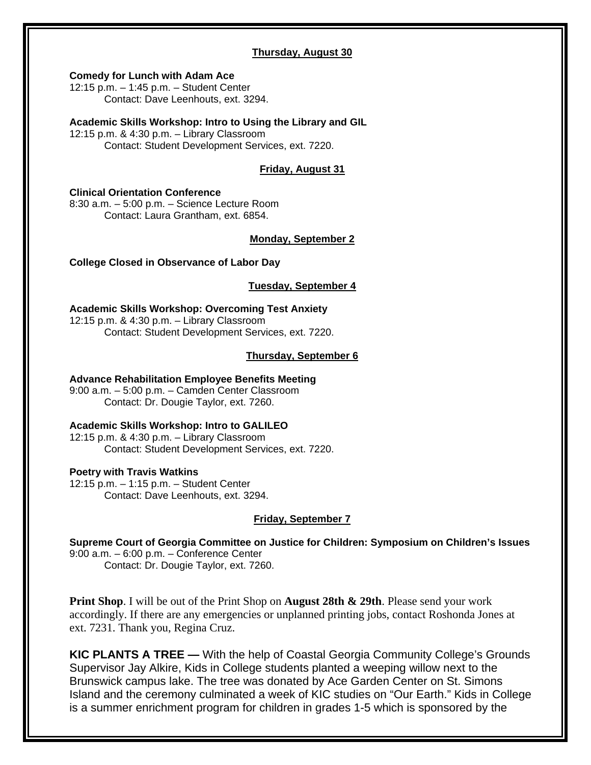**Thursday, August 30**

**Comedy for Lunch with Adam Ace**
12:15 p.m. – 1:45 p.m. – Student Center
Contact: Dave Leenhouts, ext. 3294.

**Academic Skills Workshop: Intro to Using the Library and GIL**
12:15 p.m. & 4:30 p.m. – Library Classroom
Contact: Student Development Services, ext. 7220.

**Friday, August 31**

**Clinical Orientation Conference**
8:30 a.m. – 5:00 p.m. – Science Lecture Room
Contact: Laura Grantham, ext. 6854.

**Monday, September 2**

**College Closed in Observance of Labor Day**

**Tuesday, September 4**

**Academic Skills Workshop: Overcoming Test Anxiety**
12:15 p.m. & 4:30 p.m. – Library Classroom
Contact: Student Development Services, ext. 7220.

**Thursday, September 6**

**Advance Rehabilitation Employee Benefits Meeting**
9:00 a.m. – 5:00 p.m. – Camden Center Classroom
Contact: Dr. Dougie Taylor, ext. 7260.

**Academic Skills Workshop: Intro to GALILEO**
12:15 p.m. & 4:30 p.m. – Library Classroom
Contact: Student Development Services, ext. 7220.

**Poetry with Travis Watkins**
12:15 p.m. – 1:15 p.m. – Student Center
Contact: Dave Leenhouts, ext. 3294.

**Friday, September 7**

**Supreme Court of Georgia Committee on Justice for Children: Symposium on Children's Issues**
9:00 a.m. – 6:00 p.m. – Conference Center
Contact: Dr. Dougie Taylor, ext. 7260.

**Print Shop**. I will be out of the Print Shop on **August 28th & 29th**. Please send your work accordingly. If there are any emergencies or unplanned printing jobs, contact Roshonda Jones at ext. 7231. Thank you, Regina Cruz.

**KIC PLANTS A TREE —** With the help of Coastal Georgia Community College's Grounds Supervisor Jay Alkire, Kids in College students planted a weeping willow next to the Brunswick campus lake. The tree was donated by Ace Garden Center on St. Simons Island and the ceremony culminated a week of KIC studies on "Our Earth." Kids in College is a summer enrichment program for children in grades 1-5 which is sponsored by the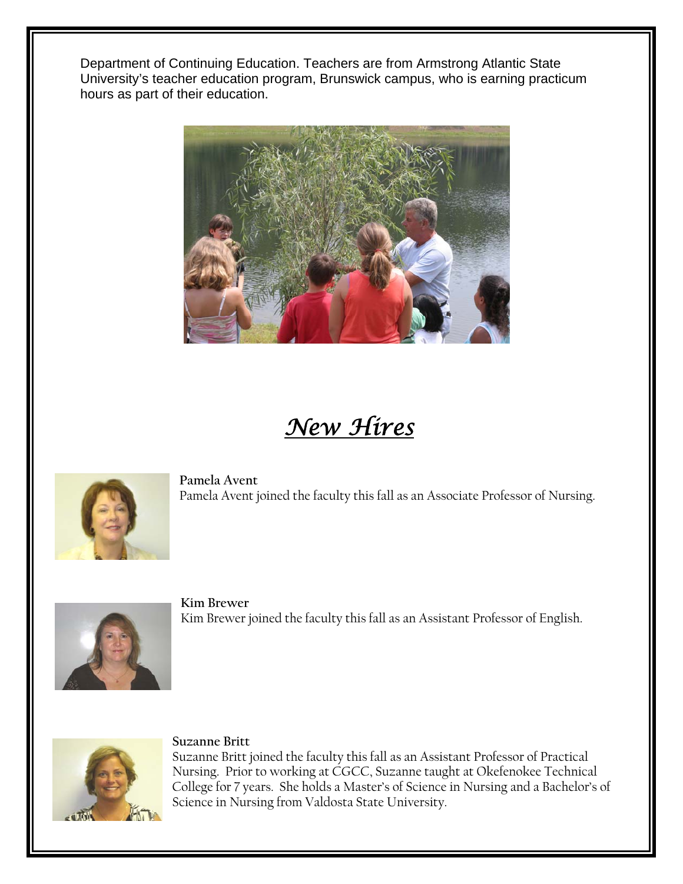Department of Continuing Education. Teachers are from Armstrong Atlantic State University's teacher education program, Brunswick campus, who is earning practicum hours as part of their education.

# *New Hires*

**Pamela Avent**
Pamela Avent joined the faculty this fall as an Associate Professor of Nursing.

**Kim Brewer**
Kim Brewer joined the faculty this fall as an Assistant Professor of English.

**Suzanne Britt**
Suzanne Britt joined the faculty this fall as an Assistant Professor of Practical Nursing. Prior to working at CGCC, Suzanne taught at Okefenokee Technical College for 7 years. She holds a Master's of Science in Nursing and a Bachelor's of Science in Nursing from Valdosta State University.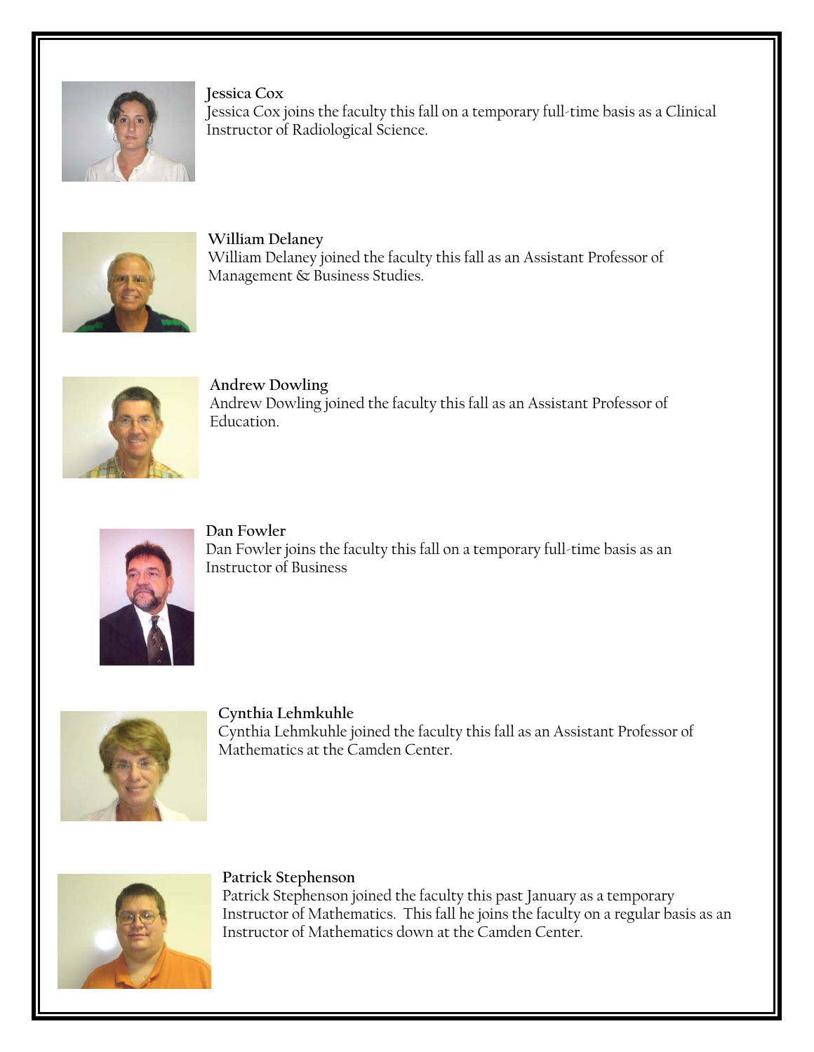**Jessica Cox**
Jessica Cox joins the faculty this fall on a temporary full-time basis as a Clinical Instructor of Radiological Science.

**William Delaney**
William Delaney joined the faculty this fall as an Assistant Professor of Management & Business Studies.

**Andrew Dowling**
Andrew Dowling joined the faculty this fall as an Assistant Professor of Education.

**Dan Fowler**
Dan Fowler joins the faculty this fall on a temporary full-time basis as an Instructor of Business

**Cynthia Lehmkuhle**
Cynthia Lehmkuhle joined the faculty this fall as an Assistant Professor of Mathematics at the Camden Center.

**Patrick Stephenson**
Patrick Stephenson joined the faculty this past January as a temporary Instructor of Mathematics. This fall he joins the faculty on a regular basis as an Instructor of Mathematics down at the Camden Center.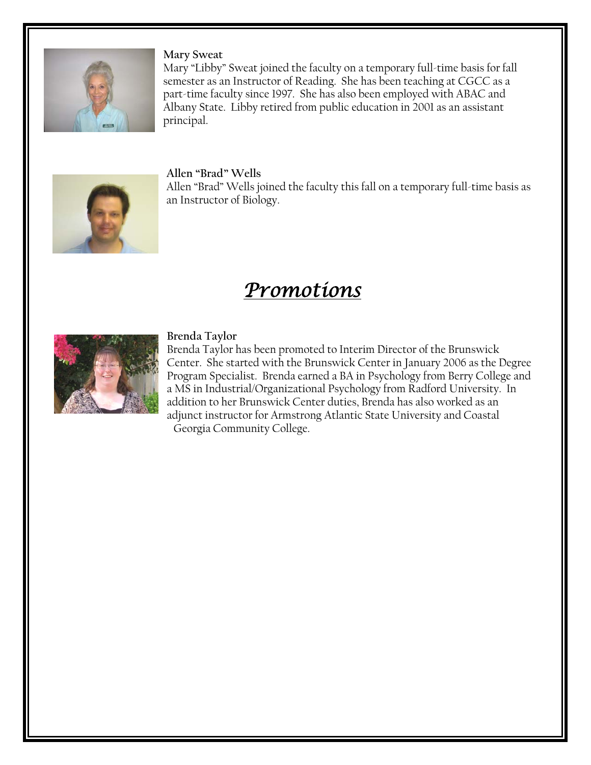**Mary Sweat**

Mary "Libby" Sweat joined the faculty on a temporary full-time basis for fall semester as an Instructor of Reading. She has been teaching at CGCC as a part-time faculty since 1997. She has also been employed with ABAC and Albany State. Libby retired from public education in 2001 as an assistant principal.

**Allen "Brad" Wells**

Allen "Brad" Wells joined the faculty this fall on a temporary full-time basis as an Instructor of Biology.

# *Promotions*

**Brenda Taylor**

Brenda Taylor has been promoted to Interim Director of the Brunswick Center. She started with the Brunswick Center in January 2006 as the Degree Program Specialist. Brenda earned a BA in Psychology from Berry College and a MS in Industrial/Organizational Psychology from Radford University. In addition to her Brunswick Center duties, Brenda has also worked as an adjunct instructor for Armstrong Atlantic State University and Coastal Georgia Community College.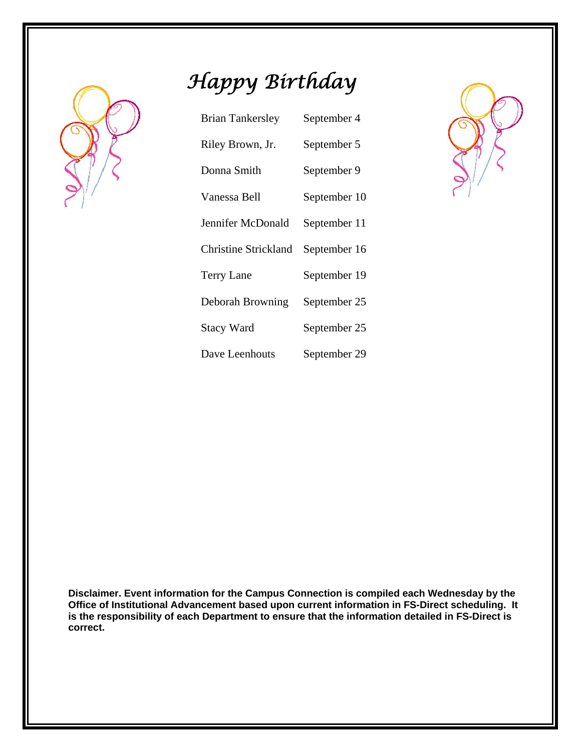# *Happy Birthday*

| | |
|---|---|
| Brian Tankersley | September 4 |
| Riley Brown, Jr. | September 5 |
| Donna Smith | September 9 |
| Vanessa Bell | September 10 |
| Jennifer McDonald | September 11 |
| Christine Strickland | September 16 |
| Terry Lane | September 19 |
| Deborah Browning | September 25 |
| Stacy Ward | September 25 |
| Dave Leenhouts | September 29 |

**Disclaimer. Event information for the Campus Connection is compiled each Wednesday by the Office of Institutional Advancement based upon current information in FS-Direct scheduling. It is the responsibility of each Department to ensure that the information detailed in FS-Direct is correct.**